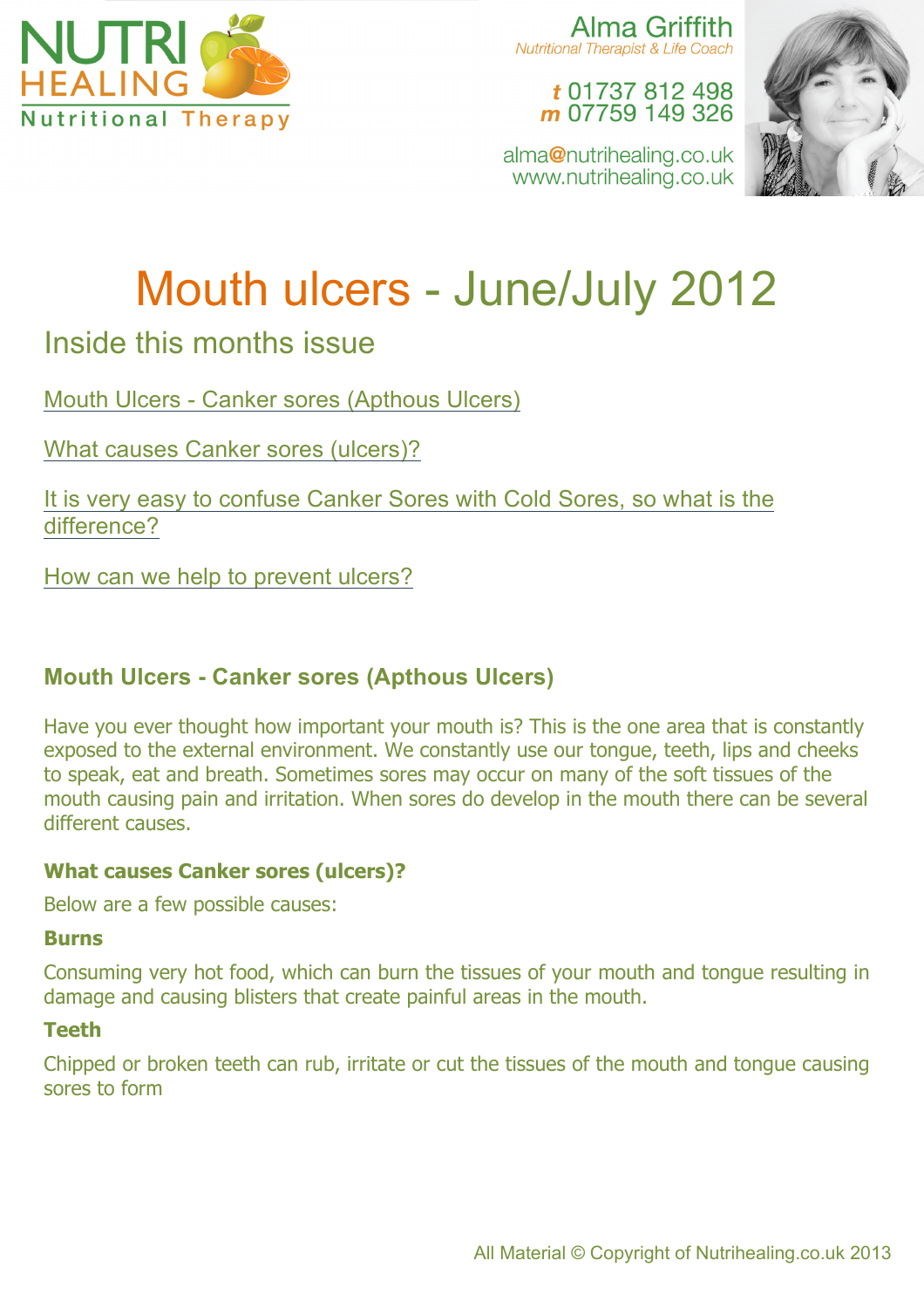NUTRI HEALING
Nutritional Therapy

Alma Griffith
*Nutritional Therapist & Life Coach*

**t** 01737 812 498
**m** 07759 149 326

alma@nutrihealing.co.uk
www.nutrihealing.co.uk

# Mouth ulcers - June/July 2012

## Inside this months issue

Mouth Ulcers - Canker sores (Apthous Ulcers)

What causes Canker sores (ulcers)?

It is very easy to confuse Canker Sores with Cold Sores, so what is the difference?

How can we help to prevent ulcers?

### Mouth Ulcers - Canker sores (Apthous Ulcers)

Have you ever thought how important your mouth is? This is the one area that is constantly exposed to the external environment. We constantly use our tongue, teeth, lips and cheeks to speak, eat and breath. Sometimes sores may occur on many of the soft tissues of the mouth causing pain and irritation. When sores do develop in the mouth there can be several different causes.

#### What causes Canker sores (ulcers)?

Below are a few possible causes:

**Burns**

Consuming very hot food, which can burn the tissues of your mouth and tongue resulting in damage and causing blisters that create painful areas in the mouth.

**Teeth**

Chipped or broken teeth can rub, irritate or cut the tissues of the mouth and tongue causing sores to form

All Material © Copyright of Nutrihealing.co.uk 2013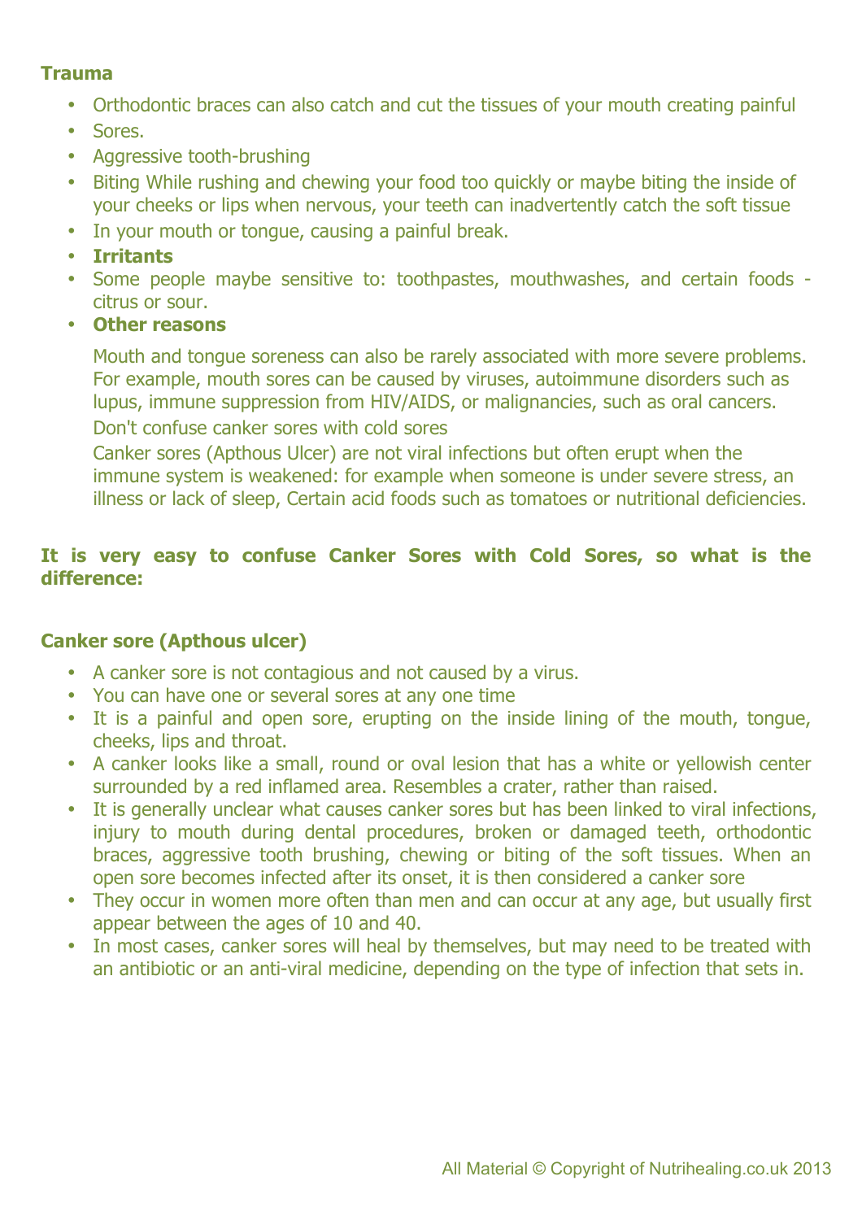**Trauma**

- Orthodontic braces can also catch and cut the tissues of your mouth creating painful
- Sores.
- Aggressive tooth-brushing
- Biting While rushing and chewing your food too quickly or maybe biting the inside of your cheeks or lips when nervous, your teeth can inadvertently catch the soft tissue
- In your mouth or tongue, causing a painful break.
- **Irritants**
- Some people maybe sensitive to: toothpastes, mouthwashes, and certain foods - citrus or sour.
- **Other reasons**

  Mouth and tongue soreness can also be rarely associated with more severe problems. For example, mouth sores can be caused by viruses, autoimmune disorders such as lupus, immune suppression from HIV/AIDS, or malignancies, such as oral cancers.

  Don't confuse canker sores with cold sores

  Canker sores (Apthous Ulcer) are not viral infections but often erupt when the immune system is weakened: for example when someone is under severe stress, an illness or lack of sleep, Certain acid foods such as tomatoes or nutritional deficiencies.

**It is very easy to confuse Canker Sores with Cold Sores, so what is the difference:**

**Canker sore (Apthous ulcer)**

- A canker sore is not contagious and not caused by a virus.
- You can have one or several sores at any one time
- It is a painful and open sore, erupting on the inside lining of the mouth, tongue, cheeks, lips and throat.
- A canker looks like a small, round or oval lesion that has a white or yellowish center surrounded by a red inflamed area. Resembles a crater, rather than raised.
- It is generally unclear what causes canker sores but has been linked to viral infections, injury to mouth during dental procedures, broken or damaged teeth, orthodontic braces, aggressive tooth brushing, chewing or biting of the soft tissues. When an open sore becomes infected after its onset, it is then considered a canker sore
- They occur in women more often than men and can occur at any age, but usually first appear between the ages of 10 and 40.
- In most cases, canker sores will heal by themselves, but may need to be treated with an antibiotic or an anti-viral medicine, depending on the type of infection that sets in.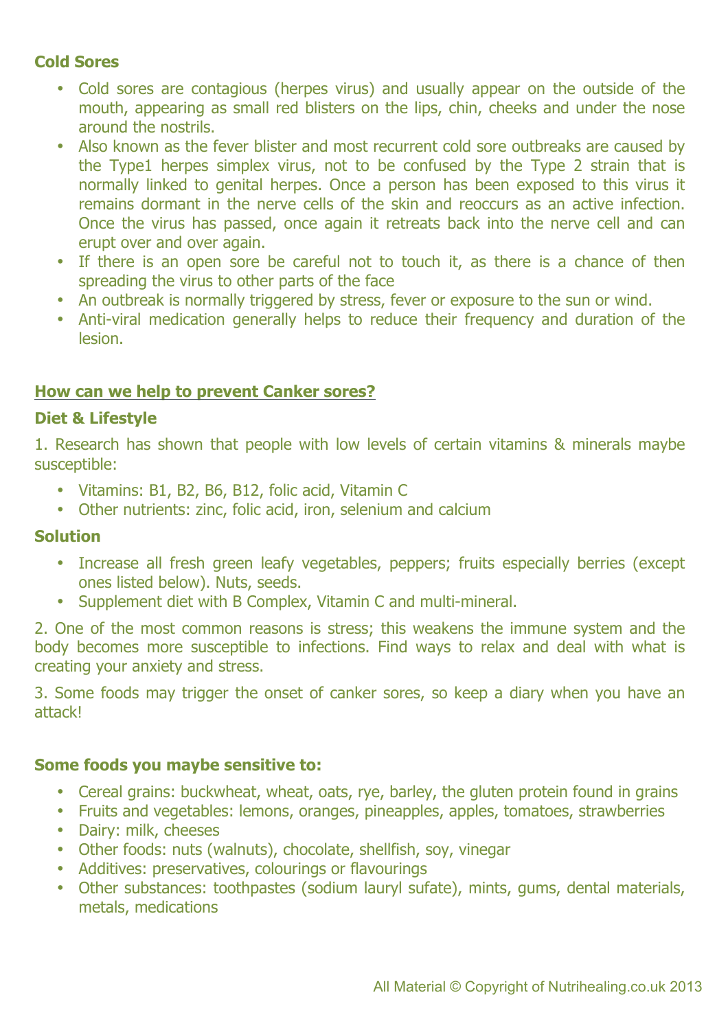### Cold Sores

- Cold sores are contagious (herpes virus) and usually appear on the outside of the mouth, appearing as small red blisters on the lips, chin, cheeks and under the nose around the nostrils.
- Also known as the fever blister and most recurrent cold sore outbreaks are caused by the Type1 herpes simplex virus, not to be confused by the Type 2 strain that is normally linked to genital herpes. Once a person has been exposed to this virus it remains dormant in the nerve cells of the skin and reoccurs as an active infection. Once the virus has passed, once again it retreats back into the nerve cell and can erupt over and over again.
- If there is an open sore be careful not to touch it, as there is a chance of then spreading the virus to other parts of the face
- An outbreak is normally triggered by stress, fever or exposure to the sun or wind.
- Anti-viral medication generally helps to reduce their frequency and duration of the lesion.

### How can we help to prevent Canker sores?

### Diet & Lifestyle

1. Research has shown that people with low levels of certain vitamins & minerals maybe susceptible:

- Vitamins: B1, B2, B6, B12, folic acid, Vitamin C
- Other nutrients: zinc, folic acid, iron, selenium and calcium

### Solution

- Increase all fresh green leafy vegetables, peppers; fruits especially berries (except ones listed below). Nuts, seeds.
- Supplement diet with B Complex, Vitamin C and multi-mineral.

2. One of the most common reasons is stress; this weakens the immune system and the body becomes more susceptible to infections. Find ways to relax and deal with what is creating your anxiety and stress.

3. Some foods may trigger the onset of canker sores, so keep a diary when you have an attack!

### Some foods you maybe sensitive to:

- Cereal grains: buckwheat, wheat, oats, rye, barley, the gluten protein found in grains
- Fruits and vegetables: lemons, oranges, pineapples, apples, tomatoes, strawberries
- Dairy: milk, cheeses
- Other foods: nuts (walnuts), chocolate, shellfish, soy, vinegar
- Additives: preservatives, colourings or flavourings
- Other substances: toothpastes (sodium lauryl sufate), mints, gums, dental materials, metals, medications

All Material © Copyright of Nutrihealing.co.uk 2013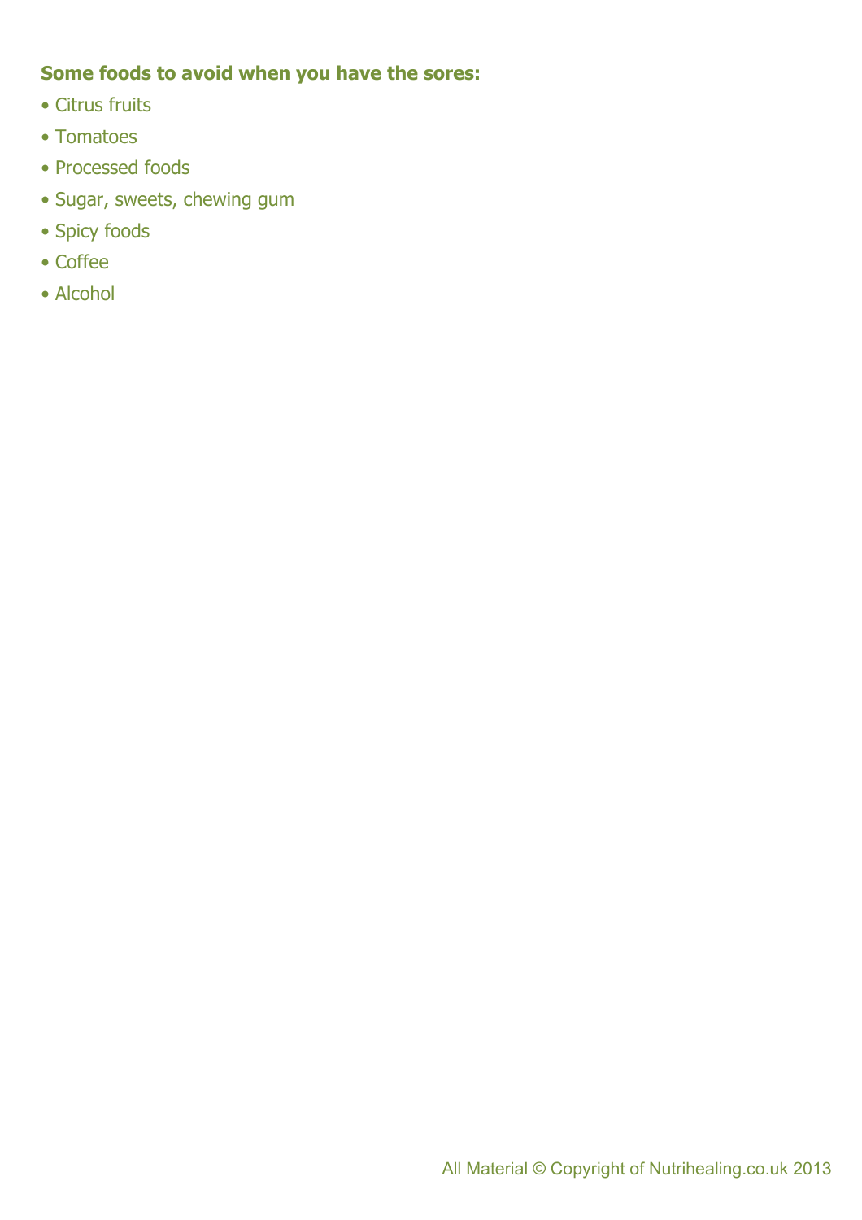**Some foods to avoid when you have the sores:**

- Citrus fruits
- Tomatoes
- Processed foods
- Sugar, sweets, chewing gum
- Spicy foods
- Coffee
- Alcohol

All Material © Copyright of Nutrihealing.co.uk 2013